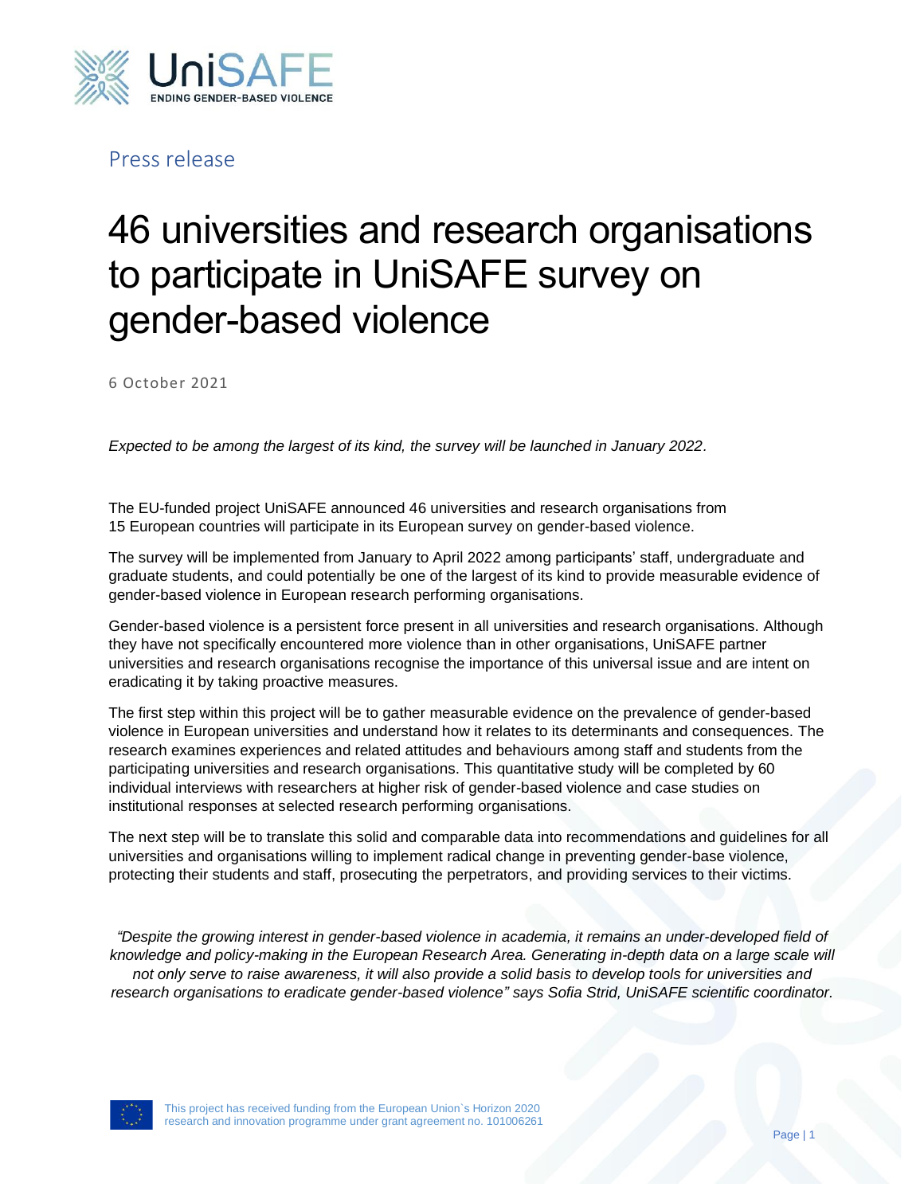UniSAFE
ENDING GENDER-BASED VIOLENCE

Press release

# 46 universities and research organisations to participate in UniSAFE survey on gender-based violence

6 October 2021

*Expected to be among the largest of its kind, the survey will be launched in January 2022.*

The EU-funded project UniSAFE announced 46 universities and research organisations from 15 European countries will participate in its European survey on gender-based violence.

The survey will be implemented from January to April 2022 among participants' staff, undergraduate and graduate students, and could potentially be one of the largest of its kind to provide measurable evidence of gender-based violence in European research performing organisations.

Gender-based violence is a persistent force present in all universities and research organisations. Although they have not specifically encountered more violence than in other organisations, UniSAFE partner universities and research organisations recognise the importance of this universal issue and are intent on eradicating it by taking proactive measures.

The first step within this project will be to gather measurable evidence on the prevalence of gender-based violence in European universities and understand how it relates to its determinants and consequences. The research examines experiences and related attitudes and behaviours among staff and students from the participating universities and research organisations. This quantitative study will be completed by 60 individual interviews with researchers at higher risk of gender-based violence and case studies on institutional responses at selected research performing organisations.

The next step will be to translate this solid and comparable data into recommendations and guidelines for all universities and organisations willing to implement radical change in preventing gender-base violence, protecting their students and staff, prosecuting the perpetrators, and providing services to their victims.

*"Despite the growing interest in gender-based violence in academia, it remains an under-developed field of knowledge and policy-making in the European Research Area. Generating in-depth data on a large scale will not only serve to raise awareness, it will also provide a solid basis to develop tools for universities and research organisations to eradicate gender-based violence" says Sofia Strid, UniSAFE scientific coordinator.*

This project has received funding from the European Union`s Horizon 2020 research and innovation programme under grant agreement no. 101006261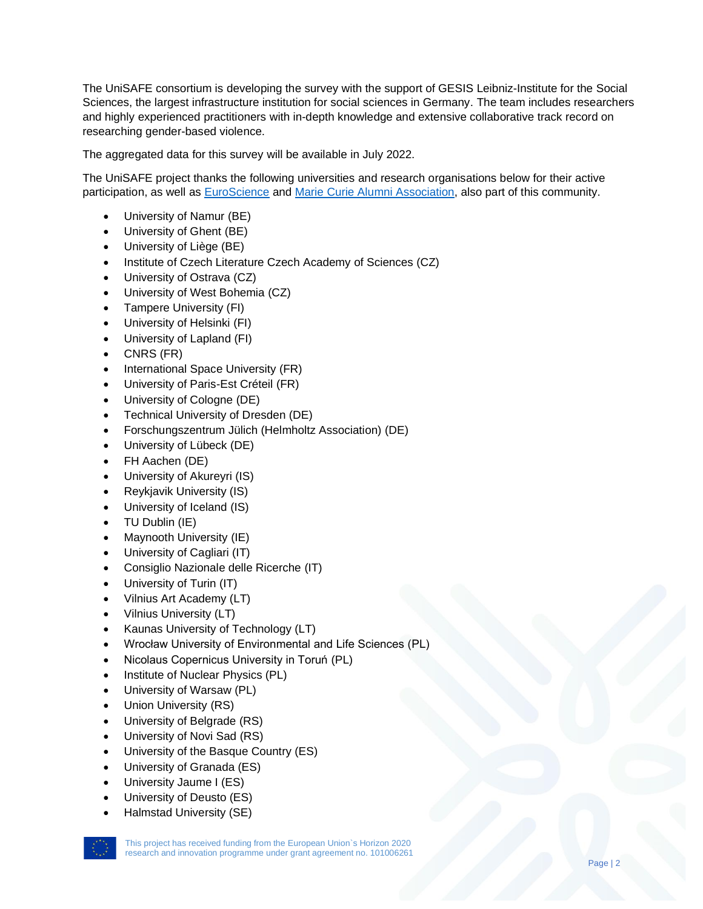The UniSAFE consortium is developing the survey with the support of GESIS Leibniz-Institute for the Social Sciences, the largest infrastructure institution for social sciences in Germany. The team includes researchers and highly experienced practitioners with in-depth knowledge and extensive collaborative track record on researching gender-based violence.

The aggregated data for this survey will be available in July 2022.

The UniSAFE project thanks the following universities and research organisations below for their active participation, as well as EuroScience and Marie Curie Alumni Association, also part of this community.

- University of Namur (BE)
- University of Ghent (BE)
- University of Liège (BE)
- Institute of Czech Literature Czech Academy of Sciences (CZ)
- University of Ostrava (CZ)
- University of West Bohemia (CZ)
- Tampere University (FI)
- University of Helsinki (FI)
- University of Lapland (FI)
- CNRS (FR)
- International Space University (FR)
- University of Paris-Est Créteil (FR)
- University of Cologne (DE)
- Technical University of Dresden (DE)
- Forschungszentrum Jülich (Helmholtz Association) (DE)
- University of Lübeck (DE)
- FH Aachen (DE)
- University of Akureyri (IS)
- Reykjavik University (IS)
- University of Iceland (IS)
- TU Dublin (IE)
- Maynooth University (IE)
- University of Cagliari (IT)
- Consiglio Nazionale delle Ricerche (IT)
- University of Turin (IT)
- Vilnius Art Academy (LT)
- Vilnius University (LT)
- Kaunas University of Technology (LT)
- Wrocław University of Environmental and Life Sciences (PL)
- Nicolaus Copernicus University in Toruń (PL)
- Institute of Nuclear Physics (PL)
- University of Warsaw (PL)
- Union University (RS)
- University of Belgrade (RS)
- University of Novi Sad (RS)
- University of the Basque Country (ES)
- University of Granada (ES)
- University Jaume I (ES)
- University of Deusto (ES)
- Halmstad University (SE)

This project has received funding from the European Union`s Horizon 2020 research and innovation programme under grant agreement no. 101006261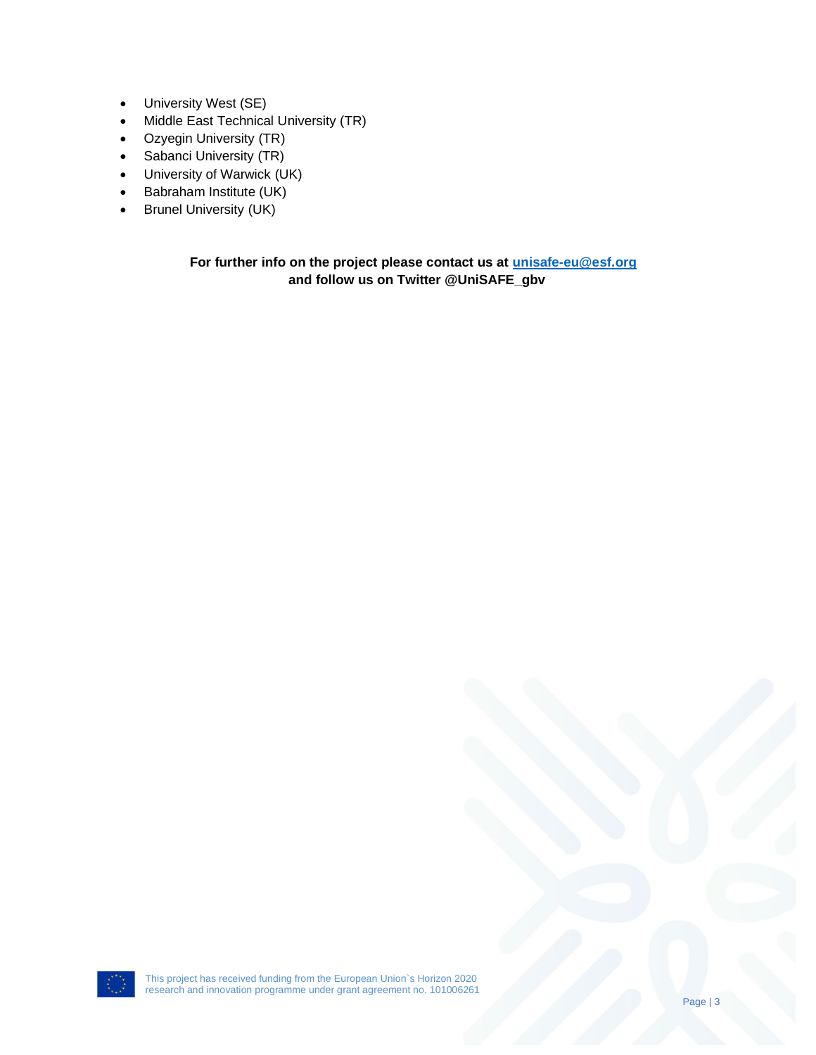- University West (SE)
- Middle East Technical University (TR)
- Ozyegin University (TR)
- Sabanci University (TR)
- University of Warwick (UK)
- Babraham Institute (UK)
- Brunel University (UK)

**For further info on the project please contact us at unisafe-eu@esf.org and follow us on Twitter @UniSAFE_gbv**

This project has received funding from the European Union`s Horizon 2020 research and innovation programme under grant agreement no. 101006261